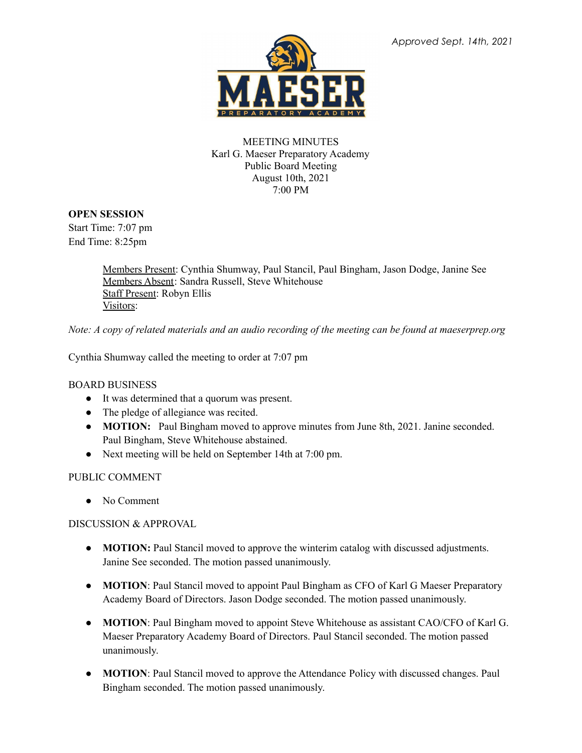*Approved Sept. 14th, 2021*

MEETING MINUTES
Karl G. Maeser Preparatory Academy
Public Board Meeting
August 10th, 2021
7:00 PM

**OPEN SESSION**
Start Time: 7:07 pm
End Time: 8:25pm

Members Present: Cynthia Shumway, Paul Stancil, Paul Bingham, Jason Dodge, Janine See
Members Absent: Sandra Russell, Steve Whitehouse
Staff Present: Robyn Ellis
Visitors:

*Note: A copy of related materials and an audio recording of the meeting can be found at maeserprep.org*

Cynthia Shumway called the meeting to order at 7:07 pm

BOARD BUSINESS

- It was determined that a quorum was present.
- The pledge of allegiance was recited.
- **MOTION:** Paul Bingham moved to approve minutes from June 8th, 2021. Janine seconded. Paul Bingham, Steve Whitehouse abstained.
- Next meeting will be held on September 14th at 7:00 pm.

PUBLIC COMMENT

- No Comment

DISCUSSION & APPROVAL

- **MOTION:** Paul Stancil moved to approve the winterim catalog with discussed adjustments. Janine See seconded. The motion passed unanimously.
- **MOTION**: Paul Stancil moved to appoint Paul Bingham as CFO of Karl G Maeser Preparatory Academy Board of Directors. Jason Dodge seconded. The motion passed unanimously.
- **MOTION**: Paul Bingham moved to appoint Steve Whitehouse as assistant CAO/CFO of Karl G. Maeser Preparatory Academy Board of Directors. Paul Stancil seconded. The motion passed unanimously.
- **MOTION**: Paul Stancil moved to approve the Attendance Policy with discussed changes. Paul Bingham seconded. The motion passed unanimously.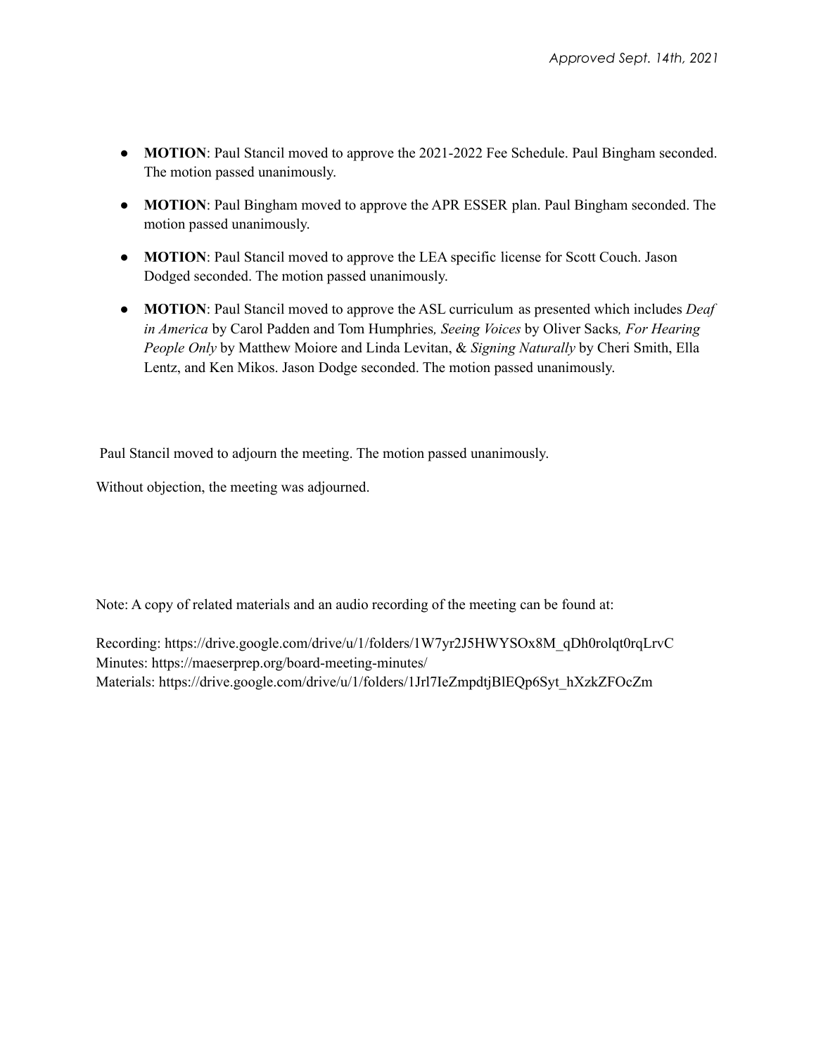Approved Sept. 14th, 2021

- **MOTION**: Paul Stancil moved to approve the 2021-2022 Fee Schedule. Paul Bingham seconded. The motion passed unanimously.
- **MOTION**: Paul Bingham moved to approve the APR ESSER plan. Paul Bingham seconded. The motion passed unanimously.
- **MOTION**: Paul Stancil moved to approve the LEA specific license for Scott Couch. Jason Dodged seconded. The motion passed unanimously.
- **MOTION**: Paul Stancil moved to approve the ASL curriculum as presented which includes *Deaf in America* by Carol Padden and Tom Humphries*, Seeing Voices* by Oliver Sacks*, For Hearing People Only* by Matthew Moiore and Linda Levitan, & *Signing Naturally* by Cheri Smith, Ella Lentz, and Ken Mikos. Jason Dodge seconded. The motion passed unanimously.

Paul Stancil moved to adjourn the meeting. The motion passed unanimously.

Without objection, the meeting was adjourned.

Note: A copy of related materials and an audio recording of the meeting can be found at:

Recording: https://drive.google.com/drive/u/1/folders/1W7yr2J5HWYSOx8M_qDh0rolqt0rqLrvC
Minutes: https://maeserprep.org/board-meeting-minutes/
Materials: https://drive.google.com/drive/u/1/folders/1Jrl7IeZmpdtjBlEQp6Syt_hXzkZFOcZm